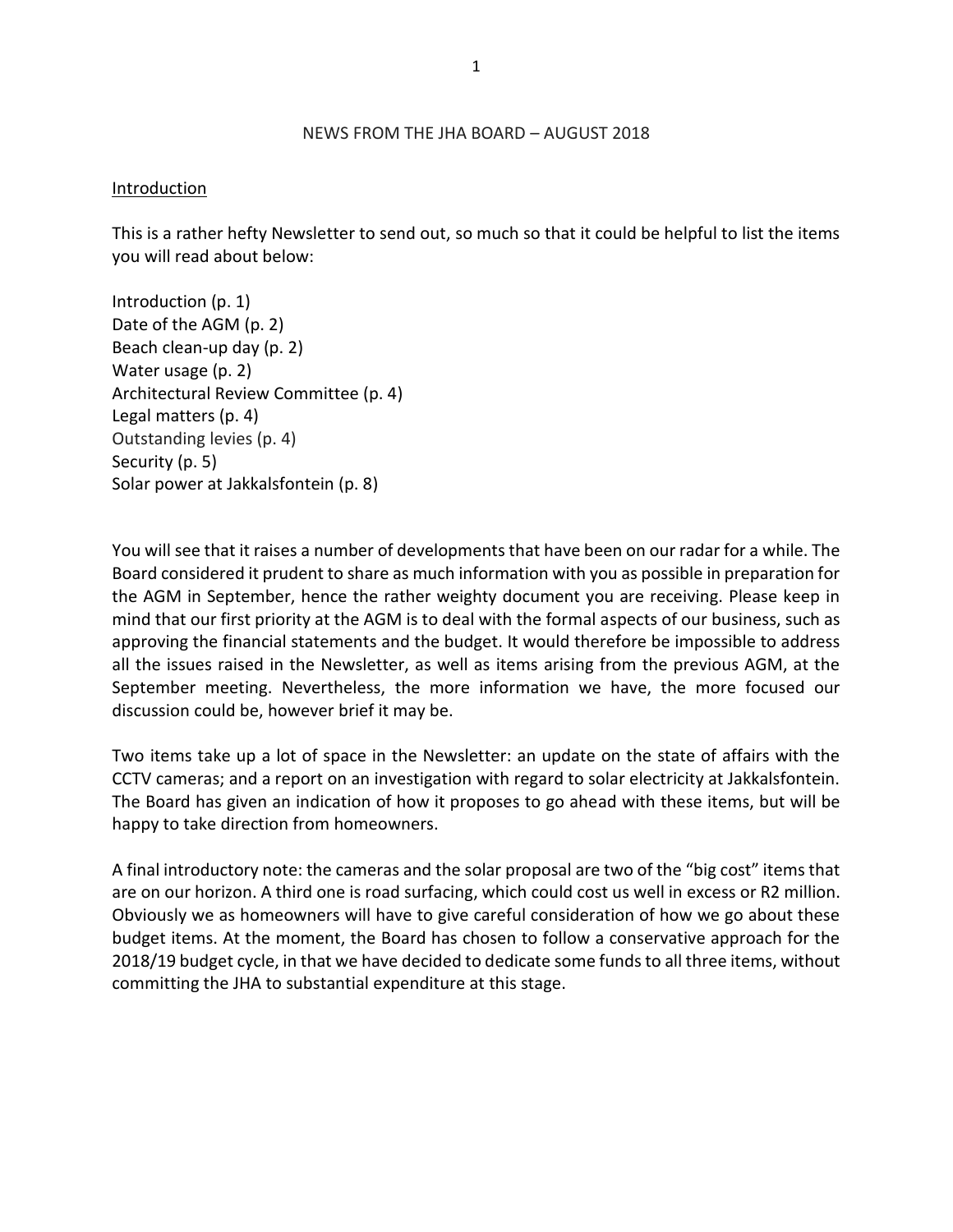# NEWS FROM THE JHA BOARD – AUGUST 2018

## Introduction

This is a rather hefty Newsletter to send out, so much so that it could be helpful to list the items you will read about below:

Introduction (p. 1)
Date of the AGM (p. 2)
Beach clean-up day (p. 2)
Water usage (p. 2)
Architectural Review Committee (p. 4)
Legal matters (p. 4)
Outstanding levies (p. 4)
Security (p. 5)
Solar power at Jakkalsfontein (p. 8)

You will see that it raises a number of developments that have been on our radar for a while. The Board considered it prudent to share as much information with you as possible in preparation for the AGM in September, hence the rather weighty document you are receiving. Please keep in mind that our first priority at the AGM is to deal with the formal aspects of our business, such as approving the financial statements and the budget. It would therefore be impossible to address all the issues raised in the Newsletter, as well as items arising from the previous AGM, at the September meeting. Nevertheless, the more information we have, the more focused our discussion could be, however brief it may be.

Two items take up a lot of space in the Newsletter: an update on the state of affairs with the CCTV cameras; and a report on an investigation with regard to solar electricity at Jakkalsfontein. The Board has given an indication of how it proposes to go ahead with these items, but will be happy to take direction from homeowners.

A final introductory note: the cameras and the solar proposal are two of the "big cost" items that are on our horizon. A third one is road surfacing, which could cost us well in excess or R2 million. Obviously we as homeowners will have to give careful consideration of how we go about these budget items. At the moment, the Board has chosen to follow a conservative approach for the 2018/19 budget cycle, in that we have decided to dedicate some funds to all three items, without committing the JHA to substantial expenditure at this stage.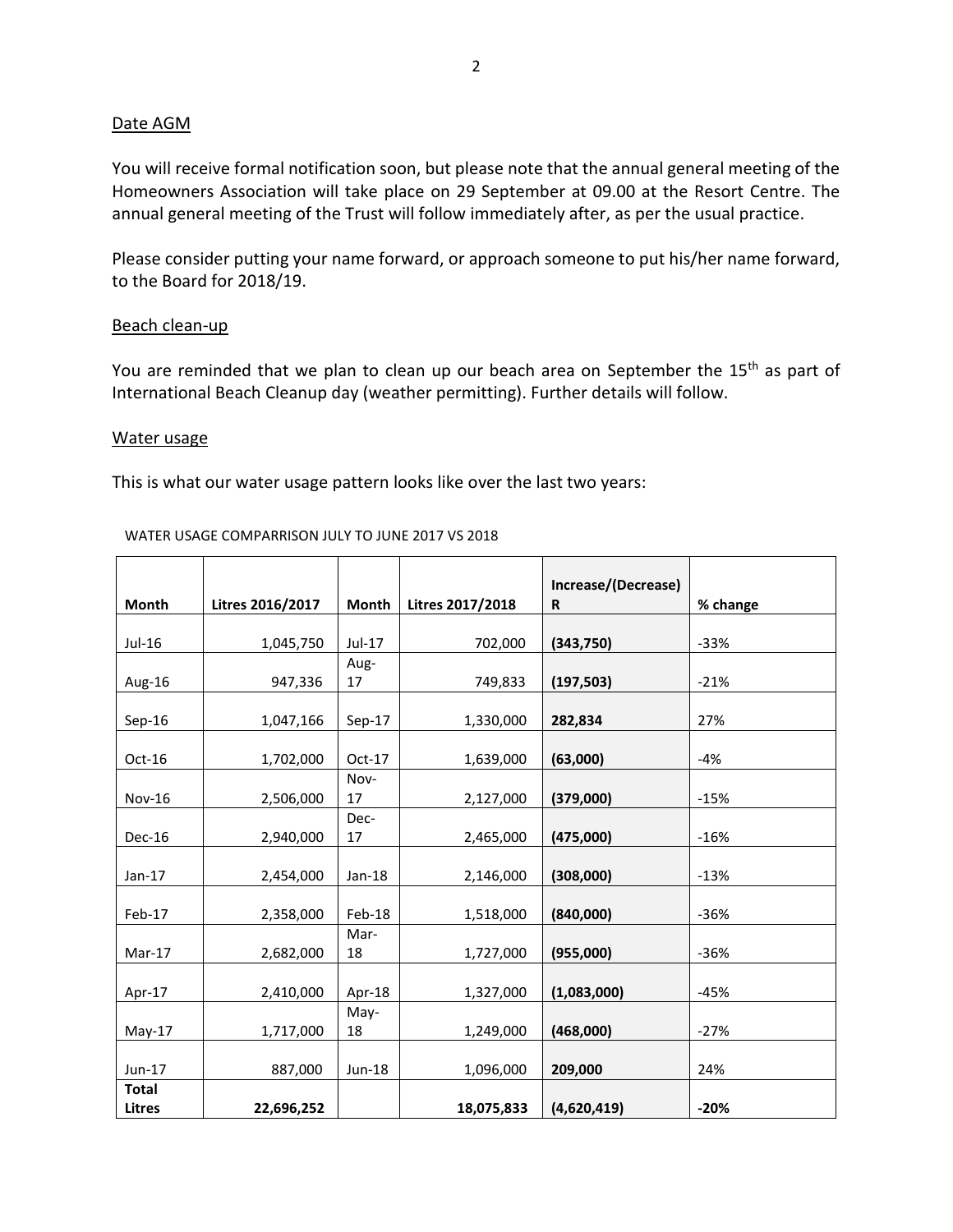## Date AGM

You will receive formal notification soon, but please note that the annual general meeting of the Homeowners Association will take place on 29 September at 09.00 at the Resort Centre. The annual general meeting of the Trust will follow immediately after, as per the usual practice.

Please consider putting your name forward, or approach someone to put his/her name forward, to the Board for 2018/19.

## Beach clean-up

You are reminded that we plan to clean up our beach area on September the 15th as part of International Beach Cleanup day (weather permitting). Further details will follow.

## Water usage

This is what our water usage pattern looks like over the last two years:

WATER USAGE COMPARRISON JULY TO JUNE 2017 VS 2018

| Month | Litres 2016/2017 | Month | Litres 2017/2018 | Increase/(Decrease) R | % change |
|---|---|---|---|---|---|
| Jul-16 | 1,045,750 | Jul-17 | 702,000 | **(343,750)** | -33% |
| Aug-16 | 947,336 | Aug-17 | 749,833 | **(197,503)** | -21% |
| Sep-16 | 1,047,166 | Sep-17 | 1,330,000 | **282,834** | 27% |
| Oct-16 | 1,702,000 | Oct-17 | 1,639,000 | **(63,000)** | -4% |
| Nov-16 | 2,506,000 | Nov-17 | 2,127,000 | **(379,000)** | -15% |
| Dec-16 | 2,940,000 | Dec-17 | 2,465,000 | **(475,000)** | -16% |
| Jan-17 | 2,454,000 | Jan-18 | 2,146,000 | **(308,000)** | -13% |
| Feb-17 | 2,358,000 | Feb-18 | 1,518,000 | **(840,000)** | -36% |
| Mar-17 | 2,682,000 | Mar-18 | 1,727,000 | **(955,000)** | -36% |
| Apr-17 | 2,410,000 | Apr-18 | 1,327,000 | **(1,083,000)** | -45% |
| May-17 | 1,717,000 | May-18 | 1,249,000 | **(468,000)** | -27% |
| Jun-17 | 887,000 | Jun-18 | 1,096,000 | **209,000** | 24% |
| **Total Litres** | **22,696,252** | | **18,075,833** | **(4,620,419)** | **-20%** |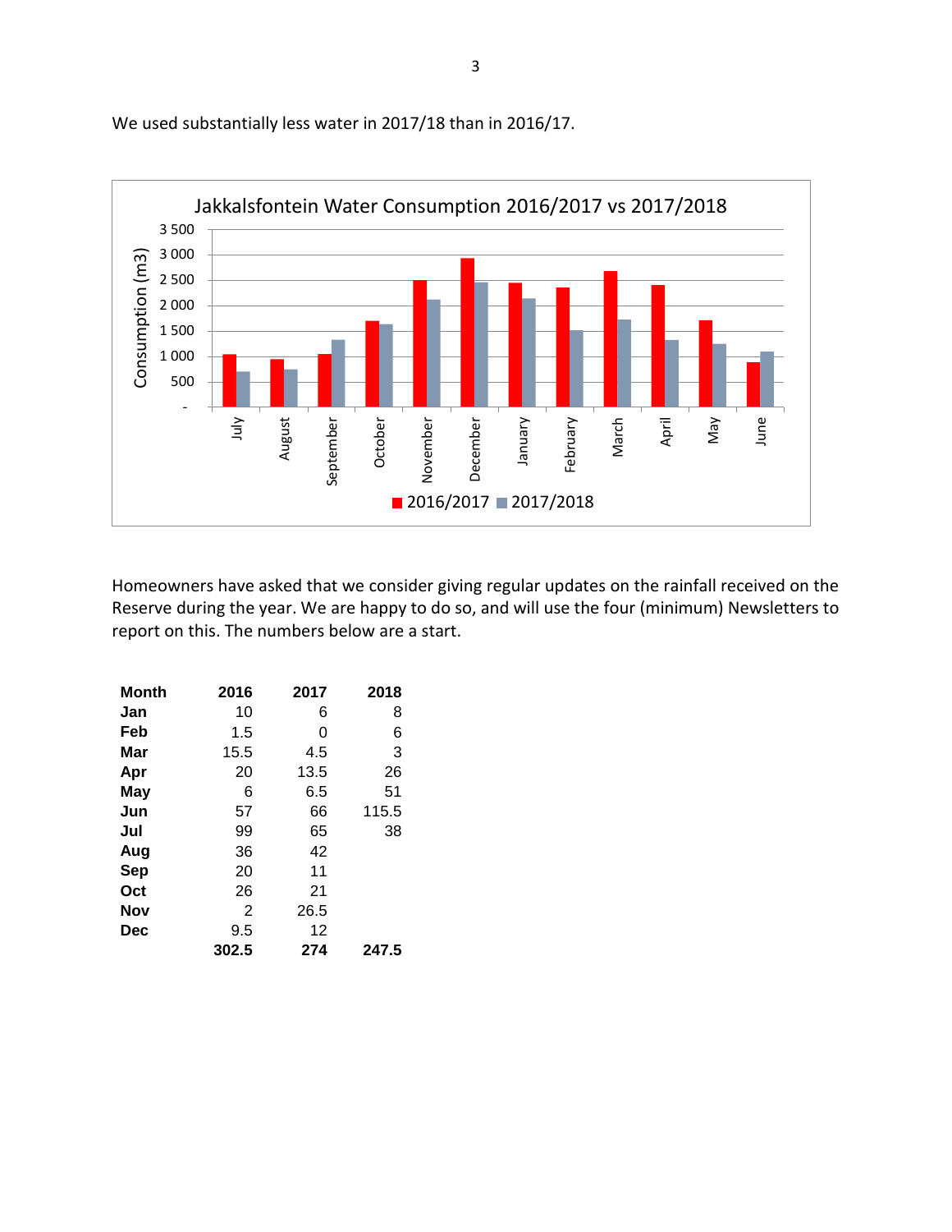We used substantially less water in 2017/18 than in 2016/17.

Homeowners have asked that we consider giving regular updates on the rainfall received on the Reserve during the year. We are happy to do so, and will use the four (minimum) Newsletters to report on this. The numbers below are a start.

| **Month** | **2016** | **2017** | **2018** |
|---|---|---|---|
| **Jan** | 10 | 6 | 8 |
| **Feb** | 1.5 | 0 | 6 |
| **Mar** | 15.5 | 4.5 | 3 |
| **Apr** | 20 | 13.5 | 26 |
| **May** | 6 | 6.5 | 51 |
| **Jun** | 57 | 66 | 115.5 |
| **Jul** | 99 | 65 | 38 |
| **Aug** | 36 | 42 | |
| **Sep** | 20 | 11 | |
| **Oct** | 26 | 21 | |
| **Nov** | 2 | 26.5 | |
| **Dec** | 9.5 | 12 | |
| | **302.5** | **274** | **247.5** |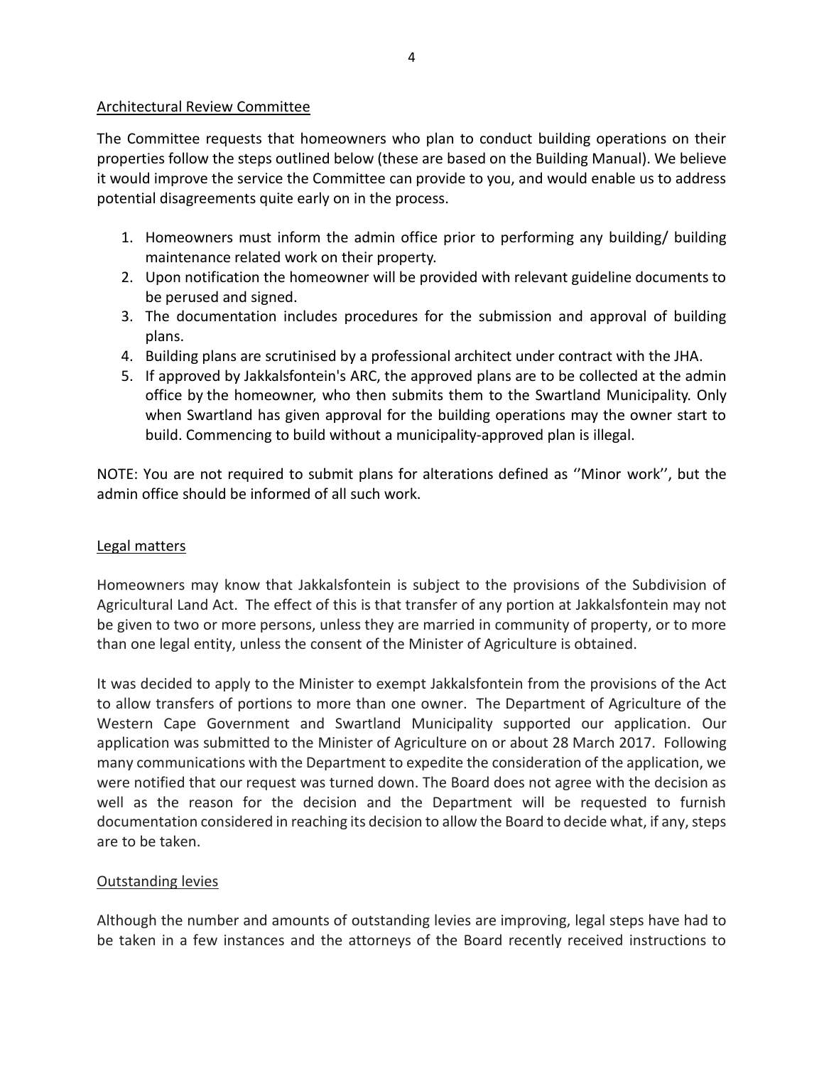## Architectural Review Committee

The Committee requests that homeowners who plan to conduct building operations on their properties follow the steps outlined below (these are based on the Building Manual). We believe it would improve the service the Committee can provide to you, and would enable us to address potential disagreements quite early on in the process.

1. Homeowners must inform the admin office prior to performing any building/ building maintenance related work on their property.
2. Upon notification the homeowner will be provided with relevant guideline documents to be perused and signed.
3. The documentation includes procedures for the submission and approval of building plans.
4. Building plans are scrutinised by a professional architect under contract with the JHA.
5. If approved by Jakkalsfontein's ARC, the approved plans are to be collected at the admin office by the homeowner, who then submits them to the Swartland Municipality. Only when Swartland has given approval for the building operations may the owner start to build. Commencing to build without a municipality-approved plan is illegal.

NOTE: You are not required to submit plans for alterations defined as ''Minor work'', but the admin office should be informed of all such work.

## Legal matters

Homeowners may know that Jakkalsfontein is subject to the provisions of the Subdivision of Agricultural Land Act. The effect of this is that transfer of any portion at Jakkalsfontein may not be given to two or more persons, unless they are married in community of property, or to more than one legal entity, unless the consent of the Minister of Agriculture is obtained.

It was decided to apply to the Minister to exempt Jakkalsfontein from the provisions of the Act to allow transfers of portions to more than one owner. The Department of Agriculture of the Western Cape Government and Swartland Municipality supported our application. Our application was submitted to the Minister of Agriculture on or about 28 March 2017. Following many communications with the Department to expedite the consideration of the application, we were notified that our request was turned down. The Board does not agree with the decision as well as the reason for the decision and the Department will be requested to furnish documentation considered in reaching its decision to allow the Board to decide what, if any, steps are to be taken.

## Outstanding levies

Although the number and amounts of outstanding levies are improving, legal steps have had to be taken in a few instances and the attorneys of the Board recently received instructions to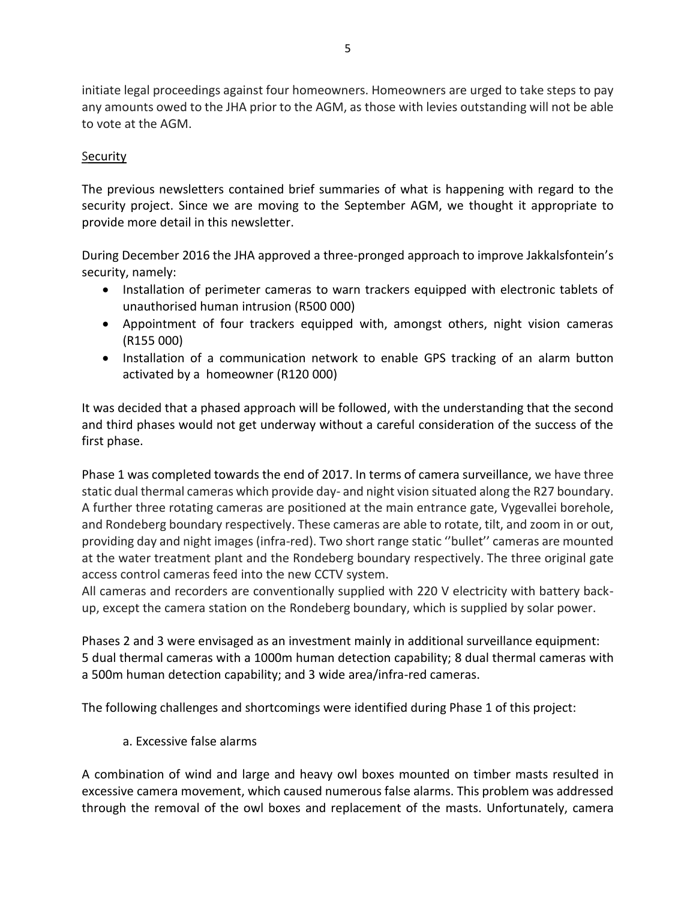initiate legal proceedings against four homeowners. Homeowners are urged to take steps to pay any amounts owed to the JHA prior to the AGM, as those with levies outstanding will not be able to vote at the AGM.

## Security

The previous newsletters contained brief summaries of what is happening with regard to the security project. Since we are moving to the September AGM, we thought it appropriate to provide more detail in this newsletter.

During December 2016 the JHA approved a three-pronged approach to improve Jakkalsfontein's security, namely:

- Installation of perimeter cameras to warn trackers equipped with electronic tablets of unauthorised human intrusion (R500 000)
- Appointment of four trackers equipped with, amongst others, night vision cameras (R155 000)
- Installation of a communication network to enable GPS tracking of an alarm button activated by a homeowner (R120 000)

It was decided that a phased approach will be followed, with the understanding that the second and third phases would not get underway without a careful consideration of the success of the first phase.

Phase 1 was completed towards the end of 2017. In terms of camera surveillance, we have three static dual thermal cameras which provide day- and night vision situated along the R27 boundary. A further three rotating cameras are positioned at the main entrance gate, Vygevallei borehole, and Rondeberg boundary respectively. These cameras are able to rotate, tilt, and zoom in or out, providing day and night images (infra-red). Two short range static ''bullet'' cameras are mounted at the water treatment plant and the Rondeberg boundary respectively. The three original gate access control cameras feed into the new CCTV system.
All cameras and recorders are conventionally supplied with 220 V electricity with battery back-up, except the camera station on the Rondeberg boundary, which is supplied by solar power.

Phases 2 and 3 were envisaged as an investment mainly in additional surveillance equipment: 5 dual thermal cameras with a 1000m human detection capability; 8 dual thermal cameras with a 500m human detection capability; and 3 wide area/infra-red cameras.

The following challenges and shortcomings were identified during Phase 1 of this project:

a. Excessive false alarms

A combination of wind and large and heavy owl boxes mounted on timber masts resulted in excessive camera movement, which caused numerous false alarms. This problem was addressed through the removal of the owl boxes and replacement of the masts. Unfortunately, camera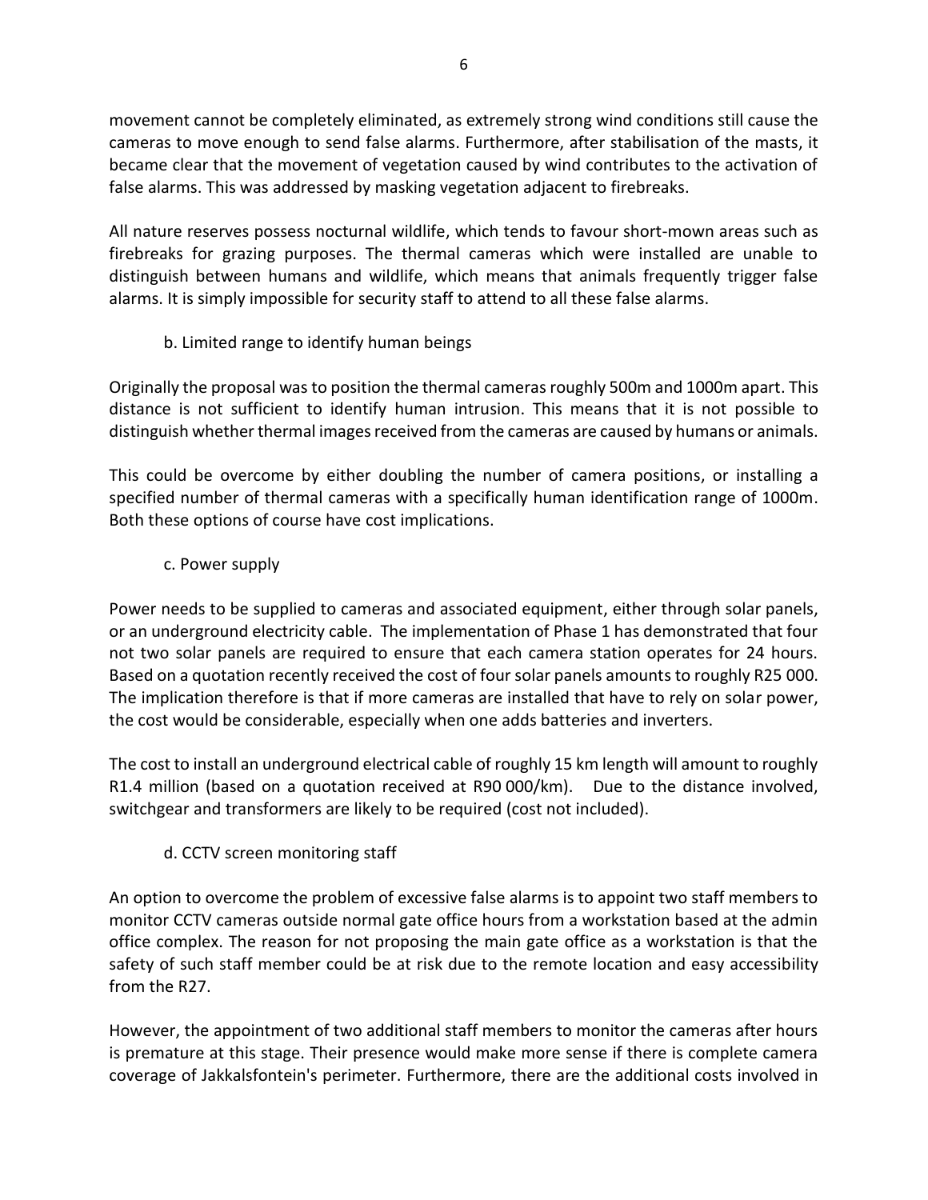movement cannot be completely eliminated, as extremely strong wind conditions still cause the cameras to move enough to send false alarms. Furthermore, after stabilisation of the masts, it became clear that the movement of vegetation caused by wind contributes to the activation of false alarms. This was addressed by masking vegetation adjacent to firebreaks.

All nature reserves possess nocturnal wildlife, which tends to favour short-mown areas such as firebreaks for grazing purposes. The thermal cameras which were installed are unable to distinguish between humans and wildlife, which means that animals frequently trigger false alarms. It is simply impossible for security staff to attend to all these false alarms.

b. Limited range to identify human beings

Originally the proposal was to position the thermal cameras roughly 500m and 1000m apart. This distance is not sufficient to identify human intrusion. This means that it is not possible to distinguish whether thermal images received from the cameras are caused by humans or animals.

This could be overcome by either doubling the number of camera positions, or installing a specified number of thermal cameras with a specifically human identification range of 1000m. Both these options of course have cost implications.

c. Power supply

Power needs to be supplied to cameras and associated equipment, either through solar panels, or an underground electricity cable. The implementation of Phase 1 has demonstrated that four not two solar panels are required to ensure that each camera station operates for 24 hours. Based on a quotation recently received the cost of four solar panels amounts to roughly R25 000. The implication therefore is that if more cameras are installed that have to rely on solar power, the cost would be considerable, especially when one adds batteries and inverters.

The cost to install an underground electrical cable of roughly 15 km length will amount to roughly R1.4 million (based on a quotation received at R90 000/km). Due to the distance involved, switchgear and transformers are likely to be required (cost not included).

d. CCTV screen monitoring staff

An option to overcome the problem of excessive false alarms is to appoint two staff members to monitor CCTV cameras outside normal gate office hours from a workstation based at the admin office complex. The reason for not proposing the main gate office as a workstation is that the safety of such staff member could be at risk due to the remote location and easy accessibility from the R27.

However, the appointment of two additional staff members to monitor the cameras after hours is premature at this stage. Their presence would make more sense if there is complete camera coverage of Jakkalsfontein's perimeter. Furthermore, there are the additional costs involved in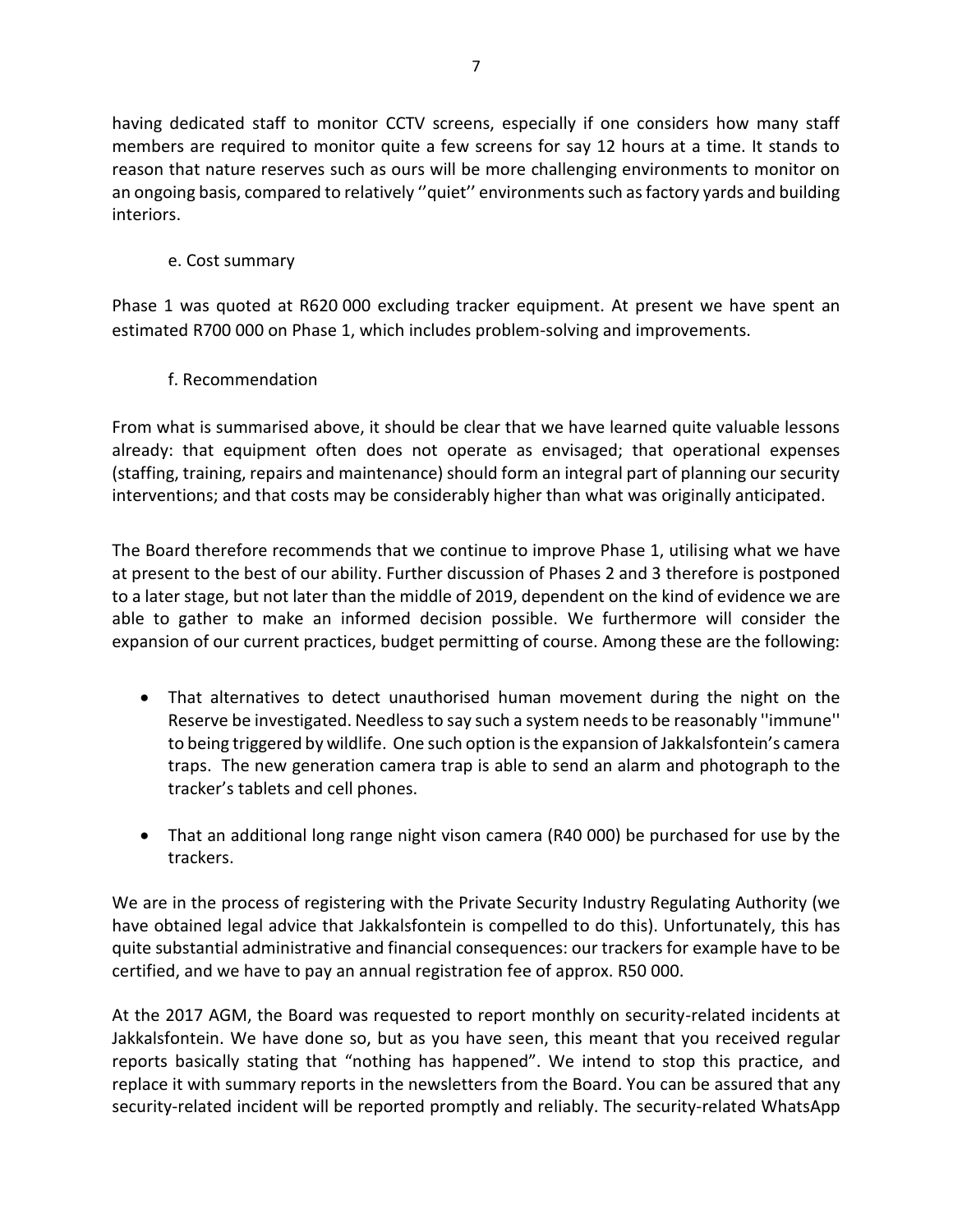having dedicated staff to monitor CCTV screens, especially if one considers how many staff members are required to monitor quite a few screens for say 12 hours at a time. It stands to reason that nature reserves such as ours will be more challenging environments to monitor on an ongoing basis, compared to relatively ''quiet'' environments such as factory yards and building interiors.

e. Cost summary

Phase 1 was quoted at R620 000 excluding tracker equipment. At present we have spent an estimated R700 000 on Phase 1, which includes problem-solving and improvements.

f. Recommendation

From what is summarised above, it should be clear that we have learned quite valuable lessons already: that equipment often does not operate as envisaged; that operational expenses (staffing, training, repairs and maintenance) should form an integral part of planning our security interventions; and that costs may be considerably higher than what was originally anticipated.

The Board therefore recommends that we continue to improve Phase 1, utilising what we have at present to the best of our ability. Further discussion of Phases 2 and 3 therefore is postponed to a later stage, but not later than the middle of 2019, dependent on the kind of evidence we are able to gather to make an informed decision possible. We furthermore will consider the expansion of our current practices, budget permitting of course. Among these are the following:

- That alternatives to detect unauthorised human movement during the night on the Reserve be investigated. Needless to say such a system needs to be reasonably ''immune'' to being triggered by wildlife. One such option is the expansion of Jakkalsfontein's camera traps. The new generation camera trap is able to send an alarm and photograph to the tracker's tablets and cell phones.
- That an additional long range night vison camera (R40 000) be purchased for use by the trackers.

We are in the process of registering with the Private Security Industry Regulating Authority (we have obtained legal advice that Jakkalsfontein is compelled to do this). Unfortunately, this has quite substantial administrative and financial consequences: our trackers for example have to be certified, and we have to pay an annual registration fee of approx. R50 000.

At the 2017 AGM, the Board was requested to report monthly on security-related incidents at Jakkalsfontein. We have done so, but as you have seen, this meant that you received regular reports basically stating that "nothing has happened". We intend to stop this practice, and replace it with summary reports in the newsletters from the Board. You can be assured that any security-related incident will be reported promptly and reliably. The security-related WhatsApp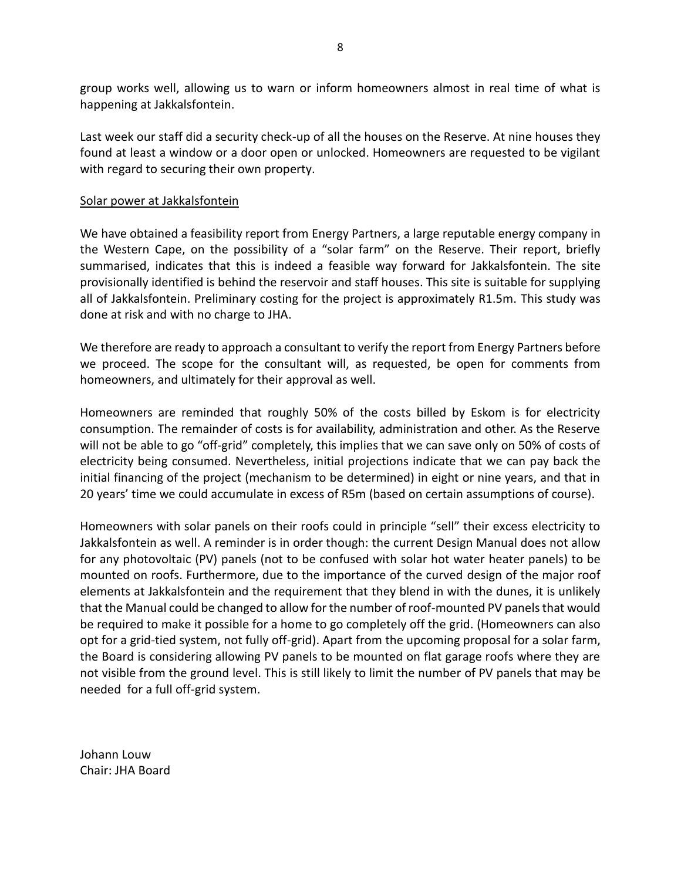group works well, allowing us to warn or inform homeowners almost in real time of what is happening at Jakkalsfontein.

Last week our staff did a security check-up of all the houses on the Reserve. At nine houses they found at least a window or a door open or unlocked. Homeowners are requested to be vigilant with regard to securing their own property.

<u>Solar power at Jakkalsfontein</u>

We have obtained a feasibility report from Energy Partners, a large reputable energy company in the Western Cape, on the possibility of a "solar farm" on the Reserve. Their report, briefly summarised, indicates that this is indeed a feasible way forward for Jakkalsfontein. The site provisionally identified is behind the reservoir and staff houses. This site is suitable for supplying all of Jakkalsfontein. Preliminary costing for the project is approximately R1.5m. This study was done at risk and with no charge to JHA.

We therefore are ready to approach a consultant to verify the report from Energy Partners before we proceed. The scope for the consultant will, as requested, be open for comments from homeowners, and ultimately for their approval as well.

Homeowners are reminded that roughly 50% of the costs billed by Eskom is for electricity consumption. The remainder of costs is for availability, administration and other. As the Reserve will not be able to go "off-grid" completely, this implies that we can save only on 50% of costs of electricity being consumed. Nevertheless, initial projections indicate that we can pay back the initial financing of the project (mechanism to be determined) in eight or nine years, and that in 20 years' time we could accumulate in excess of R5m (based on certain assumptions of course).

Homeowners with solar panels on their roofs could in principle "sell" their excess electricity to Jakkalsfontein as well. A reminder is in order though: the current Design Manual does not allow for any photovoltaic (PV) panels (not to be confused with solar hot water heater panels) to be mounted on roofs. Furthermore, due to the importance of the curved design of the major roof elements at Jakkalsfontein and the requirement that they blend in with the dunes, it is unlikely that the Manual could be changed to allow for the number of roof-mounted PV panels that would be required to make it possible for a home to go completely off the grid. (Homeowners can also opt for a grid-tied system, not fully off-grid). Apart from the upcoming proposal for a solar farm, the Board is considering allowing PV panels to be mounted on flat garage roofs where they are not visible from the ground level. This is still likely to limit the number of PV panels that may be needed for a full off-grid system.

Johann Louw
Chair: JHA Board